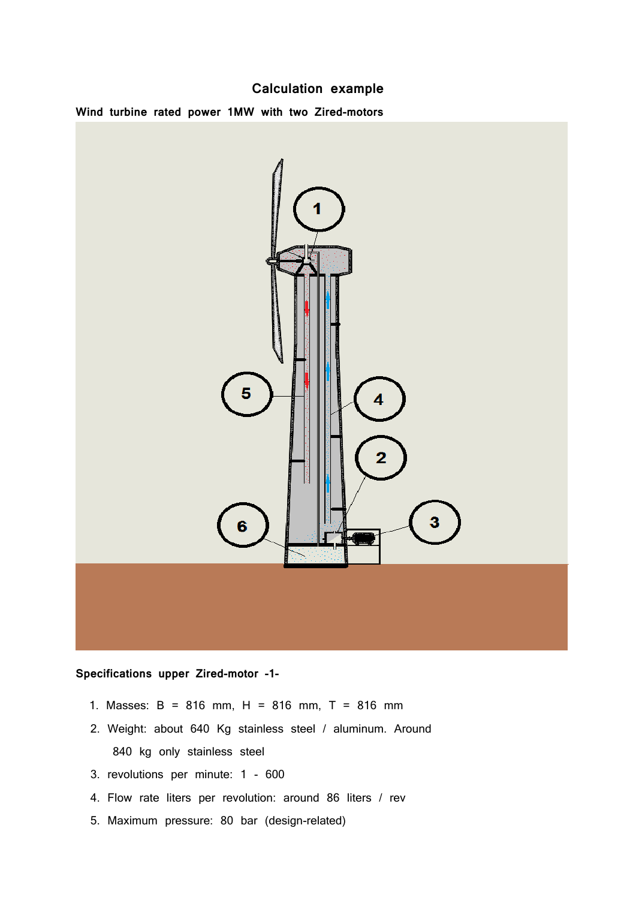# Calculation example

**Wind turbine rated power 1MW with two Zired-motors**

**Specifications upper Zired-motor -1-**

1. Masses: B = 816 mm, H = 816 mm, T = 816 mm
2. Weight: about 640 Kg stainless steel / aluminum. Around 840 kg only stainless steel
3. revolutions per minute: 1 - 600
4. Flow rate liters per revolution: around 86 liters / rev
5. Maximum pressure: 80 bar (design-related)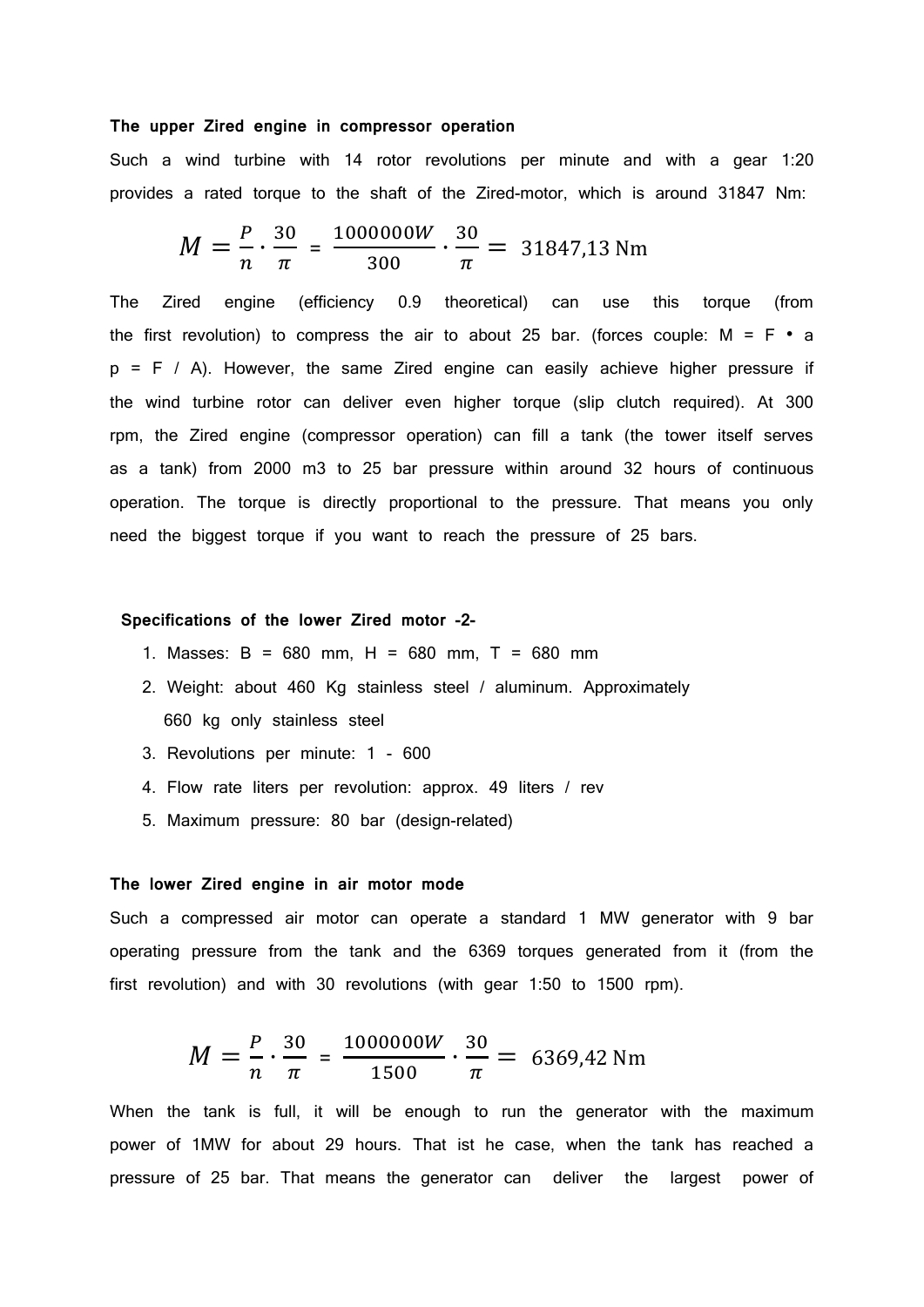**The upper Zired engine in compressor operation**

Such a wind turbine with 14 rotor revolutions per minute and with a gear 1:20 provides a rated torque to the shaft of the Zired-motor, which is around 31847 Nm:

$$M = \frac{P}{n} \cdot \frac{30}{\pi} = \frac{1000000W}{300} \cdot \frac{30}{\pi} = 31847{,}13\,\text{Nm}$$

The Zired engine (efficiency 0.9 theoretical) can use this torque (from the first revolution) to compress the air to about 25 bar. (forces couple: M = F • a p = F / A). However, the same Zired engine can easily achieve higher pressure if the wind turbine rotor can deliver even higher torque (slip clutch required). At 300 rpm, the Zired engine (compressor operation) can fill a tank (the tower itself serves as a tank) from 2000 m3 to 25 bar pressure within around 32 hours of continuous operation. The torque is directly proportional to the pressure. That means you only need the biggest torque if you want to reach the pressure of 25 bars.

**Specifications of the lower Zired motor -2-**

1. Masses: B = 680 mm, H = 680 mm, T = 680 mm
2. Weight: about 460 Kg stainless steel / aluminum. Approximately 660 kg only stainless steel
3. Revolutions per minute: 1 - 600
4. Flow rate liters per revolution: approx. 49 liters / rev
5. Maximum pressure: 80 bar (design-related)

**The lower Zired engine in air motor mode**

Such a compressed air motor can operate a standard 1 MW generator with 9 bar operating pressure from the tank and the 6369 torques generated from it (from the first revolution) and with 30 revolutions (with gear 1:50 to 1500 rpm).

$$M = \frac{P}{n} \cdot \frac{30}{\pi} = \frac{1000000W}{1500} \cdot \frac{30}{\pi} = 6369{,}42\,\text{Nm}$$

When the tank is full, it will be enough to run the generator with the maximum power of 1MW for about 29 hours. That ist he case, when the tank has reached a pressure of 25 bar. That means the generator can deliver the largest power of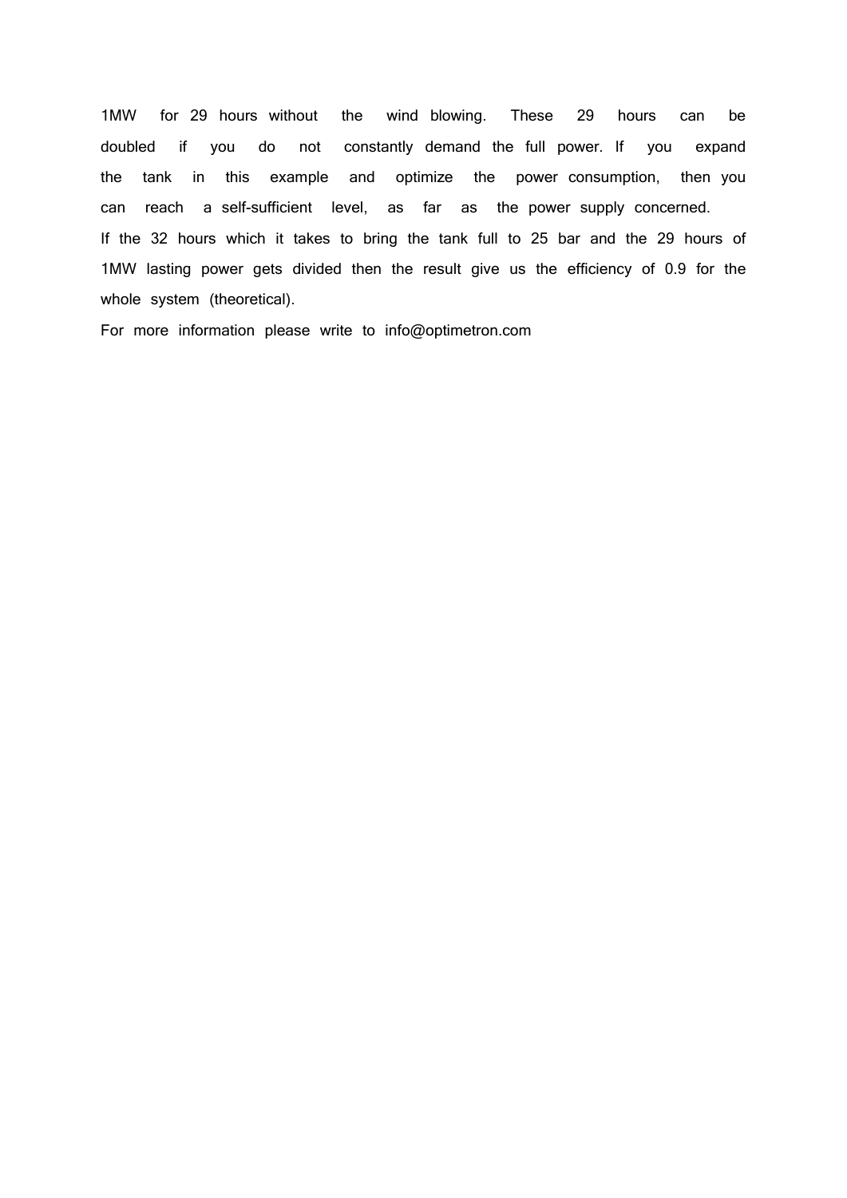1MW for 29 hours without the wind blowing. These 29 hours can be doubled if you do not constantly demand the full power. If you expand the tank in this example and optimize the power consumption, then you can reach a self-sufficient level, as far as the power supply concerned.

If the 32 hours which it takes to bring the tank full to 25 bar and the 29 hours of 1MW lasting power gets divided then the result give us the efficiency of 0.9 for the whole system (theoretical).

For more information please write to info@optimetron.com